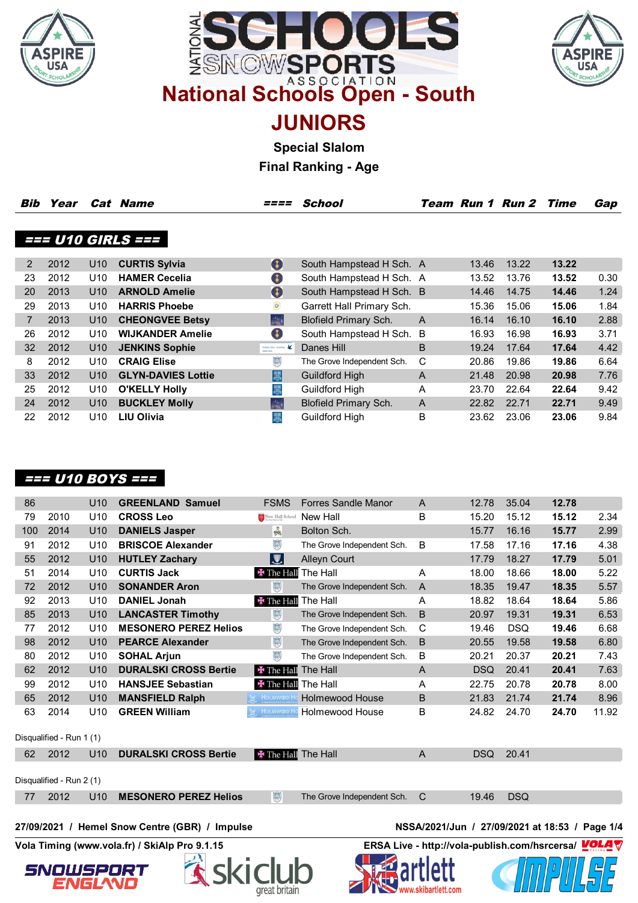# National Schools Open - South

## JUNIORS

### Special Slalom

### Final Ranking - Age

### === U10 GIRLS ===

| Bib | Year | Cat | Name | ==== | School | Team | Run 1 | Run 2 | Time | Gap |
|---|---|---|---|---|---|---|---|---|---|---|
| 2 | 2012 | U10 | **CURTIS Sylvia** | | South Hampstead H Sch. | A | 13.46 | 13.22 | **13.22** | |
| 23 | 2012 | U10 | **HAMER Cecelia** | | South Hampstead H Sch. | A | 13.52 | 13.76 | **13.52** | 0.30 |
| 20 | 2013 | U10 | **ARNOLD Amelie** | | South Hampstead H Sch. | B | 14.46 | 14.75 | **14.46** | 1.24 |
| 29 | 2013 | U10 | **HARRIS Phoebe** | | Garrett Hall Primary Sch. | | 15.36 | 15.06 | **15.06** | 1.84 |
| 7 | 2013 | U10 | **CHEONGVEE Betsy** | | Blofield Primary Sch. | A | 16.14 | 16.10 | **16.10** | 2.88 |
| 26 | 2012 | U10 | **WIJKANDER Amelie** | | South Hampstead H Sch. | B | 16.93 | 16.98 | **16.93** | 3.71 |
| 32 | 2012 | U10 | **JENKINS Sophie** | | Danes Hill | B | 19.24 | 17.64 | **17.64** | 4.42 |
| 8 | 2012 | U10 | **CRAIG Elise** | | The Grove Independent Sch. | C | 20.86 | 19.86 | **19.86** | 6.64 |
| 33 | 2012 | U10 | **GLYN-DAVIES Lottie** | | Guildford High | A | 21.48 | 20.98 | **20.98** | 7.76 |
| 25 | 2012 | U10 | **O'KELLY Holly** | | Guildford High | A | 23.70 | 22.64 | **22.64** | 9.42 |
| 24 | 2012 | U10 | **BUCKLEY Molly** | | Blofield Primary Sch. | A | 22.82 | 22.71 | **22.71** | 9.49 |
| 22 | 2012 | U10 | **LIU Olivia** | | Guildford High | B | 23.62 | 23.06 | **23.06** | 9.84 |

### === U10 BOYS ===

| Bib | Year | Cat | Name | ==== | School | Team | Run 1 | Run 2 | Time | Gap |
|---|---|---|---|---|---|---|---|---|---|---|
| 86 | | U10 | **GREENLAND Samuel** | FSMS | Forres Sandle Manor | A | 12.78 | 35.04 | **12.78** | |
| 79 | 2010 | U10 | **CROSS Leo** | New Hall School | New Hall | B | 15.20 | 15.12 | **15.12** | 2.34 |
| 100 | 2014 | U10 | **DANIELS Jasper** | | Bolton Sch. | | 15.77 | 16.16 | **15.77** | 2.99 |
| 91 | 2012 | U10 | **BRISCOE Alexander** | | The Grove Independent Sch. | B | 17.58 | 17.16 | **17.16** | 4.38 |
| 55 | 2012 | U10 | **HUTLEY Zachary** | | Alleyn Court | | 17.79 | 18.27 | **17.79** | 5.01 |
| 51 | 2014 | U10 | **CURTIS Jack** | The Hall | The Hall | A | 18.00 | 18.66 | **18.00** | 5.22 |
| 72 | 2012 | U10 | **SONANDER Aron** | | The Grove Independent Sch. | A | 18.35 | 19.47 | **18.35** | 5.57 |
| 92 | 2013 | U10 | **DANIEL Jonah** | The Hall | The Hall | A | 18.82 | 18.64 | **18.64** | 5.86 |
| 85 | 2013 | U10 | **LANCASTER Timothy** | | The Grove Independent Sch. | B | 20.97 | 19.31 | **19.31** | 6.53 |
| 77 | 2012 | U10 | **MESONERO PEREZ Helios** | | The Grove Independent Sch. | C | 19.46 | DSQ | **19.46** | 6.68 |
| 98 | 2012 | U10 | **PEARCE Alexander** | | The Grove Independent Sch. | B | 20.55 | 19.58 | **19.58** | 6.80 |
| 80 | 2012 | U10 | **SOHAL Arjun** | | The Grove Independent Sch. | B | 20.21 | 20.37 | **20.21** | 7.43 |
| 62 | 2012 | U10 | **DURALSKI CROSS Bertie** | The Hall | The Hall | A | DSQ | 20.41 | **20.41** | 7.63 |
| 99 | 2012 | U10 | **HANSJEE Sebastian** | The Hall | The Hall | A | 22.75 | 20.78 | **20.78** | 8.00 |
| 65 | 2012 | U10 | **MANSFIELD Ralph** | Holmwood House | Holmewood House | B | 21.83 | 21.74 | **21.74** | 8.96 |
| 63 | 2014 | U10 | **GREEN William** | Holmwood House | Holmewood House | B | 24.82 | 24.70 | **24.70** | 11.92 |

Disqualified - Run 1 (1)

| Bib | Year | Cat | Name | ==== | School | Team | Run 1 | Run 2 |
|---|---|---|---|---|---|---|---|---|
| 62 | 2012 | U10 | **DURALSKI CROSS Bertie** | The Hall | The Hall | A | DSQ | 20.41 |

Disqualified - Run 2 (1)

| Bib | Year | Cat | Name | ==== | School | Team | Run 1 | Run 2 |
|---|---|---|---|---|---|---|---|---|
| 77 | 2012 | U10 | **MESONERO PEREZ Helios** | | The Grove Independent Sch. | C | 19.46 | DSQ |

**27/09/2021 / Hemel Snow Centre (GBR) / Impulse** — **NSSA/2021/Jun / 27/09/2021 at 18:53**

**Vola Timing (www.vola.fr) / SkiAlp Pro 9.1.15** — **ERSA Live - http://vola-publish.com/hsrcersa/**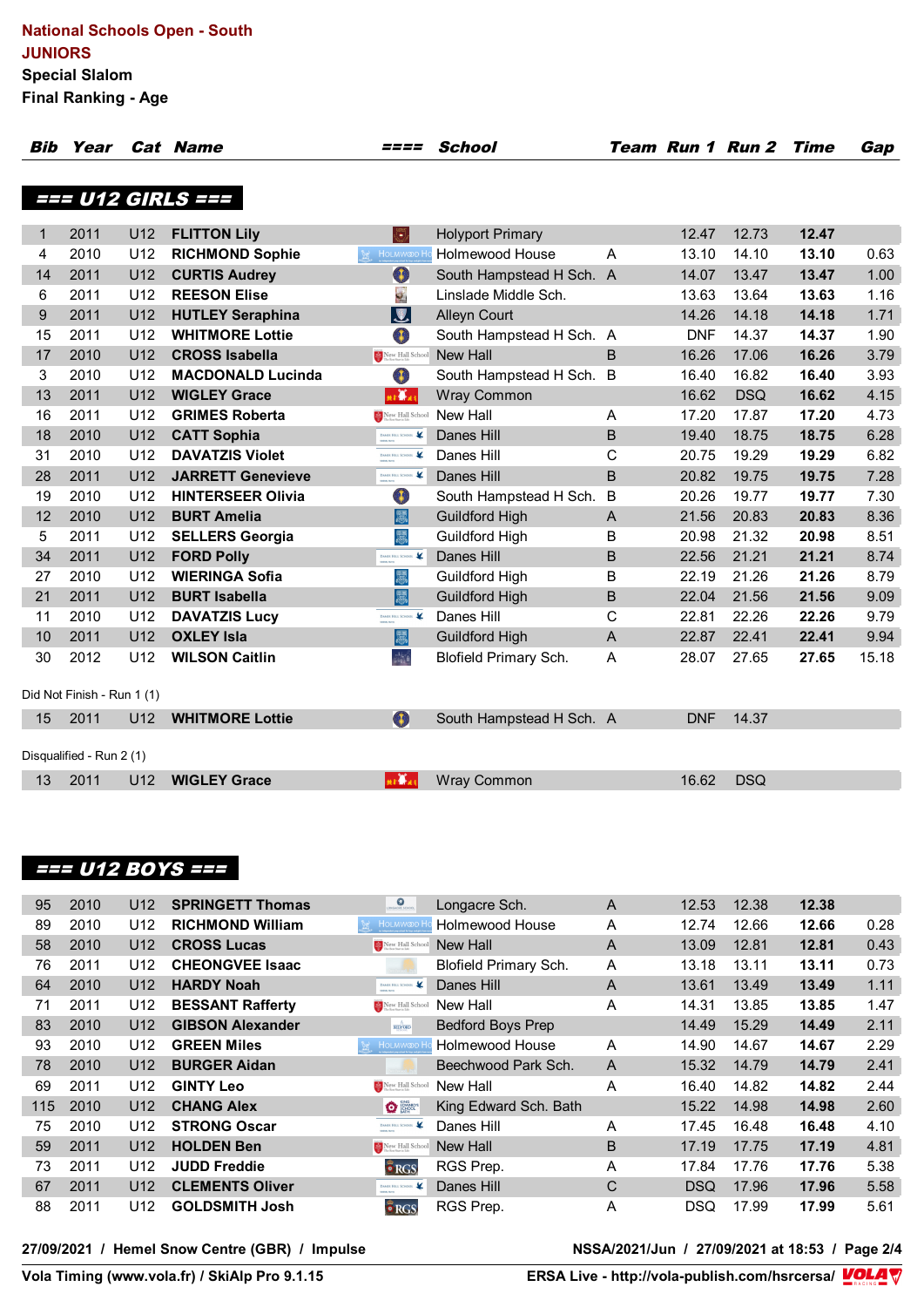**National Schools Open - South**
**JUNIORS**
**Special Slalom**
**Final Ranking - Age**

## === U12 GIRLS ===

| Bib | Year | Cat | Name | ==== | School | Team | Run 1 | Run 2 | Time | Gap |
|---|---|---|---|---|---|---|---|---|---|---|
| 1 | 2011 | U12 | **FLITTON Lily** | | Holyport Primary | | 12.47 | 12.73 | **12.47** | |
| 4 | 2010 | U12 | **RICHMOND Sophie** | | Holmewood House | A | 13.10 | 14.10 | **13.10** | 0.63 |
| 14 | 2011 | U12 | **CURTIS Audrey** | | South Hampstead H Sch. | A | 14.07 | 13.47 | **13.47** | 1.00 |
| 6 | 2011 | U12 | **REESON Elise** | | Linslade Middle Sch. | | 13.63 | 13.64 | **13.63** | 1.16 |
| 9 | 2011 | U12 | **HUTLEY Seraphina** | | Alleyn Court | | 14.26 | 14.18 | **14.18** | 1.71 |
| 15 | 2011 | U12 | **WHITMORE Lottie** | | South Hampstead H Sch. | A | DNF | 14.37 | **14.37** | 1.90 |
| 17 | 2010 | U12 | **CROSS Isabella** | | New Hall | B | 16.26 | 17.06 | **16.26** | 3.79 |
| 3 | 2010 | U12 | **MACDONALD Lucinda** | | South Hampstead H Sch. | B | 16.40 | 16.82 | **16.40** | 3.93 |
| 13 | 2011 | U12 | **WIGLEY Grace** | | Wray Common | | 16.62 | DSQ | **16.62** | 4.15 |
| 16 | 2011 | U12 | **GRIMES Roberta** | | New Hall | A | 17.20 | 17.87 | **17.20** | 4.73 |
| 18 | 2010 | U12 | **CATT Sophia** | | Danes Hill | B | 19.40 | 18.75 | **18.75** | 6.28 |
| 31 | 2010 | U12 | **DAVATZIS Violet** | | Danes Hill | C | 20.75 | 19.29 | **19.29** | 6.82 |
| 28 | 2011 | U12 | **JARRETT Genevieve** | | Danes Hill | B | 20.82 | 19.75 | **19.75** | 7.28 |
| 19 | 2010 | U12 | **HINTERSEER Olivia** | | South Hampstead H Sch. | B | 20.26 | 19.77 | **19.77** | 7.30 |
| 12 | 2010 | U12 | **BURT Amelia** | | Guildford High | A | 21.56 | 20.83 | **20.83** | 8.36 |
| 5 | 2011 | U12 | **SELLERS Georgia** | | Guildford High | B | 20.98 | 21.32 | **20.98** | 8.51 |
| 34 | 2011 | U12 | **FORD Polly** | | Danes Hill | B | 22.56 | 21.21 | **21.21** | 8.74 |
| 27 | 2010 | U12 | **WIERINGA Sofia** | | Guildford High | B | 22.19 | 21.26 | **21.26** | 8.79 |
| 21 | 2011 | U12 | **BURT Isabella** | | Guildford High | B | 22.04 | 21.56 | **21.56** | 9.09 |
| 11 | 2010 | U12 | **DAVATZIS Lucy** | | Danes Hill | C | 22.81 | 22.26 | **22.26** | 9.79 |
| 10 | 2011 | U12 | **OXLEY Isla** | | Guildford High | A | 22.87 | 22.41 | **22.41** | 9.94 |
| 30 | 2012 | U12 | **WILSON Caitlin** | | Blofield Primary Sch. | A | 28.07 | 27.65 | **27.65** | 15.18 |

Did Not Finish - Run 1 (1)

| Bib | Year | Cat | Name | ==== | School | Team | Run 1 | Run 2 | Time | Gap |
|---|---|---|---|---|---|---|---|---|---|---|
| 15 | 2011 | U12 | **WHITMORE Lottie** | | South Hampstead H Sch. | A | DNF | 14.37 | | |

Disqualified - Run 2 (1)

| Bib | Year | Cat | Name | ==== | School | Team | Run 1 | Run 2 | Time | Gap |
|---|---|---|---|---|---|---|---|---|---|---|
| 13 | 2011 | U12 | **WIGLEY Grace** | | Wray Common | | 16.62 | DSQ | | |

## === U12 BOYS ===

| Bib | Year | Cat | Name | ==== | School | Team | Run 1 | Run 2 | Time | Gap |
|---|---|---|---|---|---|---|---|---|---|---|
| 95 | 2010 | U12 | **SPRINGETT Thomas** | | Longacre Sch. | A | 12.53 | 12.38 | **12.38** | |
| 89 | 2010 | U12 | **RICHMOND William** | | Holmewood House | A | 12.74 | 12.66 | **12.66** | 0.28 |
| 58 | 2010 | U12 | **CROSS Lucas** | | New Hall | A | 13.09 | 12.81 | **12.81** | 0.43 |
| 76 | 2011 | U12 | **CHEONGVEE Isaac** | | Blofield Primary Sch. | A | 13.18 | 13.11 | **13.11** | 0.73 |
| 64 | 2010 | U12 | **HARDY Noah** | | Danes Hill | A | 13.61 | 13.49 | **13.49** | 1.11 |
| 71 | 2010 | U12 | **BESSANT Rafferty** | | New Hall | A | 14.31 | 13.85 | **13.85** | 1.47 |
| 83 | 2010 | U12 | **GIBSON Alexander** | | Bedford Boys Prep | | 14.49 | 15.29 | **14.49** | 2.11 |
| 93 | 2010 | U12 | **GREEN Miles** | | Holmewood House | A | 14.90 | 14.67 | **14.67** | 2.29 |
| 78 | 2010 | U12 | **BURGER Aidan** | | Beechwood Park Sch. | A | 15.32 | 14.79 | **14.79** | 2.41 |
| 69 | 2011 | U12 | **GINTY Leo** | | New Hall | A | 16.40 | 14.82 | **14.82** | 2.44 |
| 115 | 2010 | U12 | **CHANG Alex** | | King Edward Sch. Bath | | 15.22 | 14.98 | **14.98** | 2.60 |
| 75 | 2010 | U12 | **STRONG Oscar** | | Danes Hill | A | 17.45 | 16.48 | **16.48** | 4.10 |
| 59 | 2011 | U12 | **HOLDEN Ben** | | New Hall | B | 17.19 | 17.75 | **17.19** | 4.81 |
| 73 | 2011 | U12 | **JUDD Freddie** | | RGS Prep. | A | 17.84 | 17.76 | **17.76** | 5.38 |
| 67 | 2011 | U12 | **CLEMENTS Oliver** | | Danes Hill | C | DSQ | 17.96 | **17.96** | 5.58 |
| 88 | 2011 | U12 | **GOLDSMITH Josh** | | RGS Prep. | A | DSQ | 17.99 | **17.99** | 5.61 |

27/09/2021 / Hemel Snow Centre (GBR) / Impulse — NSSA/2021/Jun / 27/09/2021 at 18:53

Vola Timing (www.vola.fr) / SkiAlp Pro 9.1.15 — ERSA Live - http://vola-publish.com/hsrcersa/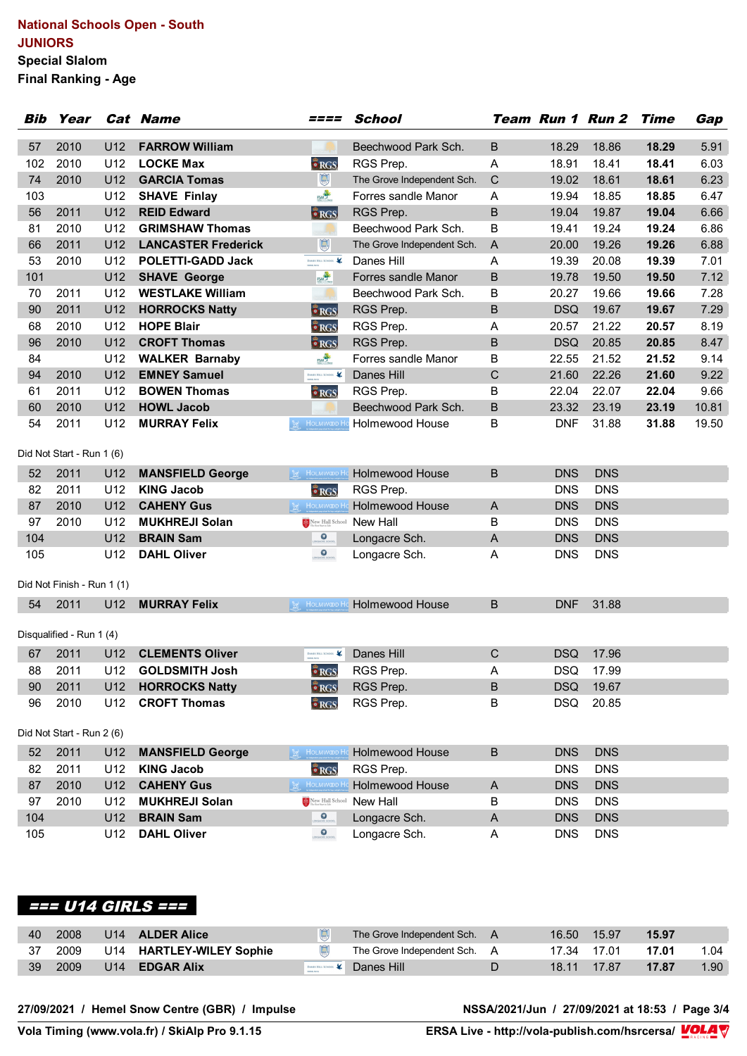**National Schools Open - South**
**JUNIORS**
**Special Slalom**
**Final Ranking - Age**

| Bib | Year | Cat | Name | ==== | School | Team | Run 1 | Run 2 | Time | Gap |
|---|---|---|---|---|---|---|---|---|---|---|
| 57 | 2010 | U12 | **FARROW William** | | Beechwood Park Sch. | B | 18.29 | 18.86 | **18.29** | 5.91 |
| 102 | 2010 | U12 | **LOCKE Max** | | RGS Prep. | A | 18.91 | 18.41 | **18.41** | 6.03 |
| 74 | 2010 | U12 | **GARCIA Tomas** | | The Grove Independent Sch. | C | 19.02 | 18.61 | **18.61** | 6.23 |
| 103 | | U12 | **SHAVE Finlay** | | Forres sandle Manor | A | 19.94 | 18.85 | **18.85** | 6.47 |
| 56 | 2011 | U12 | **REID Edward** | | RGS Prep. | B | 19.04 | 19.87 | **19.04** | 6.66 |
| 81 | 2010 | U12 | **GRIMSHAW Thomas** | | Beechwood Park Sch. | B | 19.41 | 19.24 | **19.24** | 6.86 |
| 66 | 2011 | U12 | **LANCASTER Frederick** | | The Grove Independent Sch. | A | 20.00 | 19.26 | **19.26** | 6.88 |
| 53 | 2010 | U12 | **POLETTI-GADD Jack** | | Danes Hill | A | 19.39 | 20.08 | **19.39** | 7.01 |
| 101 | | U12 | **SHAVE George** | | Forres sandle Manor | B | 19.78 | 19.50 | **19.50** | 7.12 |
| 70 | 2011 | U12 | **WESTLAKE William** | | Beechwood Park Sch. | B | 20.27 | 19.66 | **19.66** | 7.28 |
| 90 | 2011 | U12 | **HORROCKS Natty** | | RGS Prep. | B | DSQ | 19.67 | **19.67** | 7.29 |
| 68 | 2010 | U12 | **HOPE Blair** | | RGS Prep. | A | 20.57 | 21.22 | **20.57** | 8.19 |
| 96 | 2010 | U12 | **CROFT Thomas** | | RGS Prep. | B | DSQ | 20.85 | **20.85** | 8.47 |
| 84 | | U12 | **WALKER Barnaby** | | Forres sandle Manor | B | 22.55 | 21.52 | **21.52** | 9.14 |
| 94 | 2010 | U12 | **EMNEY Samuel** | | Danes Hill | C | 21.60 | 22.26 | **21.60** | 9.22 |
| 61 | 2011 | U12 | **BOWEN Thomas** | | RGS Prep. | B | 22.04 | 22.07 | **22.04** | 9.66 |
| 60 | 2010 | U12 | **HOWL Jacob** | | Beechwood Park Sch. | B | 23.32 | 23.19 | **23.19** | 10.81 |
| 54 | 2011 | U12 | **MURRAY Felix** | | Holmewood House | B | DNF | 31.88 | **31.88** | 19.50 |

Did Not Start - Run 1 (6)

| Bib | Year | Cat | Name | ==== | School | Team | Run 1 | Run 2 |
|---|---|---|---|---|---|---|---|---|
| 52 | 2011 | U12 | **MANSFIELD George** | | Holmewood House | B | DNS | DNS |
| 82 | 2011 | U12 | **KING Jacob** | | RGS Prep. | | DNS | DNS |
| 87 | 2010 | U12 | **CAHENY Gus** | | Holmewood House | A | DNS | DNS |
| 97 | 2010 | U12 | **MUKHREJI Solan** | | New Hall | B | DNS | DNS |
| 104 | | U12 | **BRAIN Sam** | | Longacre Sch. | A | DNS | DNS |
| 105 | | U12 | **DAHL Oliver** | | Longacre Sch. | A | DNS | DNS |

Did Not Finish - Run 1 (1)

| Bib | Year | Cat | Name | ==== | School | Team | Run 1 | Run 2 |
|---|---|---|---|---|---|---|---|---|
| 54 | 2011 | U12 | **MURRAY Felix** | | Holmewood House | B | DNF | 31.88 |

Disqualified - Run 1 (4)

| Bib | Year | Cat | Name | ==== | School | Team | Run 1 | Run 2 |
|---|---|---|---|---|---|---|---|---|
| 67 | 2011 | U12 | **CLEMENTS Oliver** | | Danes Hill | C | DSQ | 17.96 |
| 88 | 2011 | U12 | **GOLDSMITH Josh** | | RGS Prep. | A | DSQ | 17.99 |
| 90 | 2011 | U12 | **HORROCKS Natty** | | RGS Prep. | B | DSQ | 19.67 |
| 96 | 2010 | U12 | **CROFT Thomas** | | RGS Prep. | B | DSQ | 20.85 |

Did Not Start - Run 2 (6)

| Bib | Year | Cat | Name | ==== | School | Team | Run 1 | Run 2 |
|---|---|---|---|---|---|---|---|---|
| 52 | 2011 | U12 | **MANSFIELD George** | | Holmewood House | B | DNS | DNS |
| 82 | 2011 | U12 | **KING Jacob** | | RGS Prep. | | DNS | DNS |
| 87 | 2010 | U12 | **CAHENY Gus** | | Holmewood House | A | DNS | DNS |
| 97 | 2010 | U12 | **MUKHREJI Solan** | | New Hall | B | DNS | DNS |
| 104 | | U12 | **BRAIN Sam** | | Longacre Sch. | A | DNS | DNS |
| 105 | | U12 | **DAHL Oliver** | | Longacre Sch. | A | DNS | DNS |

## === U14 GIRLS ===

| Bib | Year | Cat | Name | ==== | School | Team | Run 1 | Run 2 | Time | Gap |
|---|---|---|---|---|---|---|---|---|---|---|
| 40 | 2008 | U14 | **ALDER Alice** | | The Grove Independent Sch. | A | 16.50 | 15.97 | **15.97** | |
| 37 | 2009 | U14 | **HARTLEY-WILEY Sophie** | | The Grove Independent Sch. | A | 17.34 | 17.01 | **17.01** | 1.04 |
| 39 | 2009 | U14 | **EDGAR Alix** | | Danes Hill | D | 18.11 | 17.87 | **17.87** | 1.90 |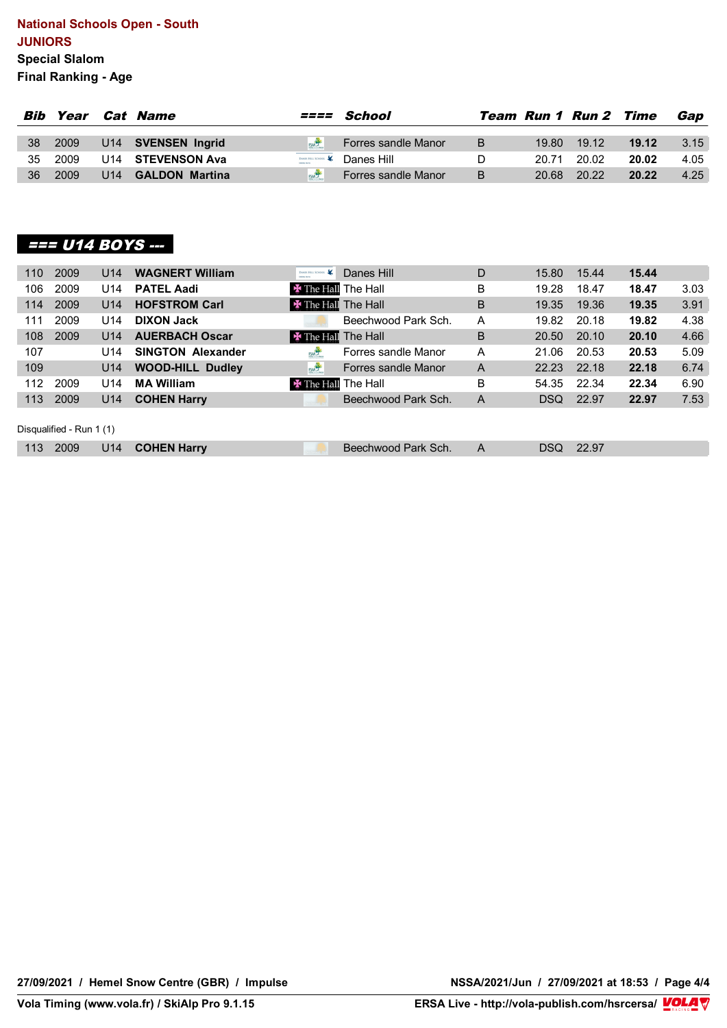**National Schools Open - South**
**JUNIORS**
**Special Slalom**
**Final Ranking - Age**

| Bib | Year | Cat | Name | ==== | School | Team | Run 1 | Run 2 | Time | Gap |
|---|---|---|---|---|---|---|---|---|---|---|
| 38 | 2009 | U14 | **SVENSEN Ingrid** | | Forres sandle Manor | B | 19.80 | 19.12 | **19.12** | 3.15 |
| 35 | 2009 | U14 | **STEVENSON Ava** | | Danes Hill | D | 20.71 | 20.02 | **20.02** | 4.05 |
| 36 | 2009 | U14 | **GALDON Martina** | | Forres sandle Manor | B | 20.68 | 20.22 | **20.22** | 4.25 |

## === U14 BOYS ---

| Bib | Year | Cat | Name | ==== | School | Team | Run 1 | Run 2 | Time | Gap |
|---|---|---|---|---|---|---|---|---|---|---|
| 110 | 2009 | U14 | **WAGNERT William** | | Danes Hill | D | 15.80 | 15.44 | **15.44** | |
| 106 | 2009 | U14 | **PATEL Aadi** | The Hall | The Hall | B | 19.28 | 18.47 | **18.47** | 3.03 |
| 114 | 2009 | U14 | **HOFSTROM Carl** | The Hall | The Hall | B | 19.35 | 19.36 | **19.35** | 3.91 |
| 111 | 2009 | U14 | **DIXON Jack** | | Beechwood Park Sch. | A | 19.82 | 20.18 | **19.82** | 4.38 |
| 108 | 2009 | U14 | **AUERBACH Oscar** | The Hall | The Hall | B | 20.50 | 20.10 | **20.10** | 4.66 |
| 107 | | U14 | **SINGTON Alexander** | | Forres sandle Manor | A | 21.06 | 20.53 | **20.53** | 5.09 |
| 109 | | U14 | **WOOD-HILL Dudley** | | Forres sandle Manor | A | 22.23 | 22.18 | **22.18** | 6.74 |
| 112 | 2009 | U14 | **MA William** | The Hall | The Hall | B | 54.35 | 22.34 | **22.34** | 6.90 |
| 113 | 2009 | U14 | **COHEN Harry** | | Beechwood Park Sch. | A | DSQ | 22.97 | **22.97** | 7.53 |

Disqualified - Run 1 (1)

| Bib | Year | Cat | Name | ==== | School | Team | Run 1 | Run 2 |
|---|---|---|---|---|---|---|---|---|
| 113 | 2009 | U14 | **COHEN Harry** | | Beechwood Park Sch. | A | DSQ | 22.97 |

**27/09/2021 / Hemel Snow Centre (GBR) / Impulse** NSSA/2021/Jun / 27/09/2021 at 18:53

**Vola Timing (www.vola.fr) / SkiAlp Pro 9.1.15** ERSA Live - http://vola-publish.com/hsrcersa/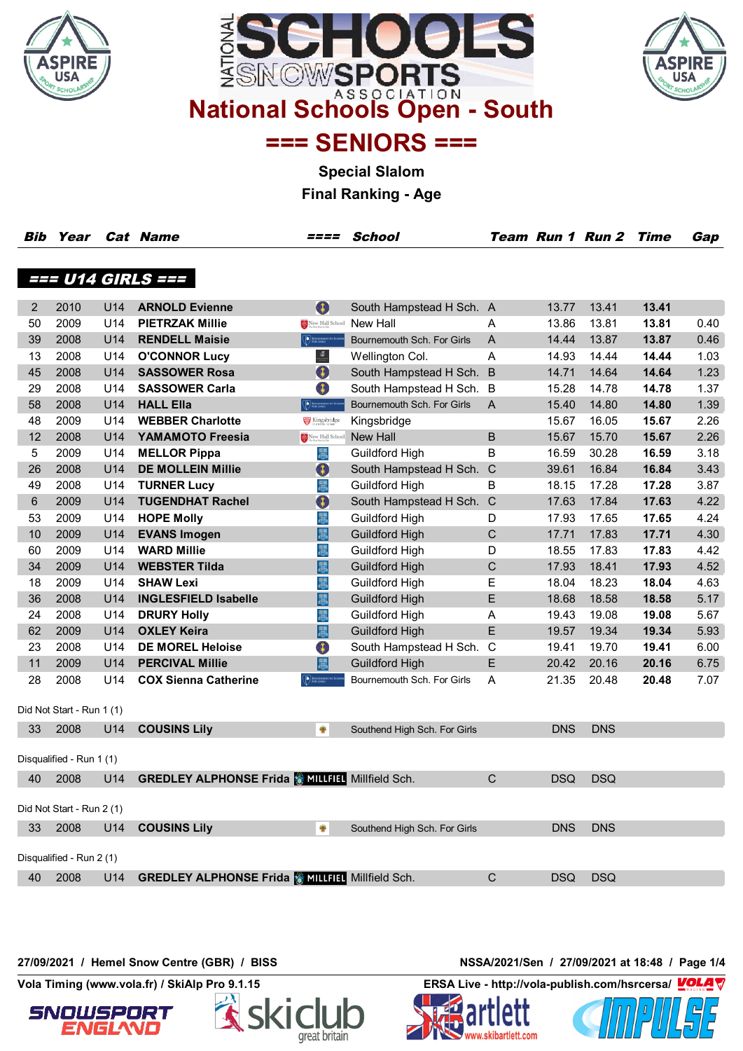# National Schools Open - South

## === SENIORS ===

### Special Slalom

### Final Ranking - Age

#### === U14 GIRLS ===

| Bib | Year | Cat | Name | ==== | School | Team | Run 1 | Run 2 | Time | Gap |
|---|---|---|---|---|---|---|---|---|---|---|
| 2 | 2010 | U14 | ARNOLD Evienne | | South Hampstead H Sch. | A | 13.77 | 13.41 | **13.41** | |
| 50 | 2009 | U14 | PIETRZAK Millie | | New Hall | A | 13.86 | 13.81 | **13.81** | 0.40 |
| 39 | 2008 | U14 | RENDELL Maisie | | Bournemouth Sch. For Girls | A | 14.44 | 13.87 | **13.87** | 0.46 |
| 13 | 2008 | U14 | O'CONNOR Lucy | | Wellington Col. | A | 14.93 | 14.44 | **14.44** | 1.03 |
| 45 | 2008 | U14 | SASSOWER Rosa | | South Hampstead H Sch. | B | 14.71 | 14.64 | **14.64** | 1.23 |
| 29 | 2008 | U14 | SASSOWER Carla | | South Hampstead H Sch. | B | 15.28 | 14.78 | **14.78** | 1.37 |
| 58 | 2008 | U14 | HALL Ella | | Bournemouth Sch. For Girls | A | 15.40 | 14.80 | **14.80** | 1.39 |
| 48 | 2009 | U14 | WEBBER Charlotte | | Kingsbridge | | 15.67 | 16.05 | **15.67** | 2.26 |
| 12 | 2008 | U14 | YAMAMOTO Freesia | | New Hall | B | 15.67 | 15.70 | **15.67** | 2.26 |
| 5 | 2009 | U14 | MELLOR Pippa | | Guildford High | B | 16.59 | 30.28 | **16.59** | 3.18 |
| 26 | 2008 | U14 | DE MOLLEIN Millie | | South Hampstead H Sch. | C | 39.61 | 16.84 | **16.84** | 3.43 |
| 49 | 2008 | U14 | TURNER Lucy | | Guildford High | B | 18.15 | 17.28 | **17.28** | 3.87 |
| 6 | 2009 | U14 | TUGENDHAT Rachel | | South Hampstead H Sch. | C | 17.63 | 17.84 | **17.63** | 4.22 |
| 53 | 2009 | U14 | HOPE Molly | | Guildford High | D | 17.93 | 17.65 | **17.65** | 4.24 |
| 10 | 2009 | U14 | EVANS Imogen | | Guildford High | C | 17.71 | 17.83 | **17.71** | 4.30 |
| 60 | 2009 | U14 | WARD Millie | | Guildford High | D | 18.55 | 17.83 | **17.83** | 4.42 |
| 34 | 2009 | U14 | WEBSTER Tilda | | Guildford High | C | 17.93 | 18.41 | **17.93** | 4.52 |
| 18 | 2009 | U14 | SHAW Lexi | | Guildford High | E | 18.04 | 18.23 | **18.04** | 4.63 |
| 36 | 2008 | U14 | INGLESFIELD Isabelle | | Guildford High | E | 18.68 | 18.58 | **18.58** | 5.17 |
| 24 | 2008 | U14 | DRURY Holly | | Guildford High | A | 19.43 | 19.08 | **19.08** | 5.67 |
| 62 | 2009 | U14 | OXLEY Keira | | Guildford High | E | 19.57 | 19.34 | **19.34** | 5.93 |
| 23 | 2008 | U14 | DE MOREL Heloise | | South Hampstead H Sch. | C | 19.41 | 19.70 | **19.41** | 6.00 |
| 11 | 2009 | U14 | PERCIVAL Millie | | Guildford High | E | 20.42 | 20.16 | **20.16** | 6.75 |
| 28 | 2008 | U14 | COX Sienna Catherine | | Bournemouth Sch. For Girls | A | 21.35 | 20.48 | **20.48** | 7.07 |

Did Not Start - Run 1 (1)

| Bib | Year | Cat | Name | ==== | School | Team | Run 1 | Run 2 | Time | Gap |
|---|---|---|---|---|---|---|---|---|---|---|
| 33 | 2008 | U14 | COUSINS Lily | | Southend High Sch. For Girls | | DNS | DNS | | |

Disqualified - Run 1 (1)

| Bib | Year | Cat | Name | ==== | School | Team | Run 1 | Run 2 | Time | Gap |
|---|---|---|---|---|---|---|---|---|---|---|
| 40 | 2008 | U14 | GREDLEY ALPHONSE Frida | MILLFIEL | Millfield Sch. | C | DSQ | DSQ | | |

Did Not Start - Run 2 (1)

| Bib | Year | Cat | Name | ==== | School | Team | Run 1 | Run 2 | Time | Gap |
|---|---|---|---|---|---|---|---|---|---|---|
| 33 | 2008 | U14 | COUSINS Lily | | Southend High Sch. For Girls | | DNS | DNS | | |

Disqualified - Run 2 (1)

| Bib | Year | Cat | Name | ==== | School | Team | Run 1 | Run 2 | Time | Gap |
|---|---|---|---|---|---|---|---|---|---|---|
| 40 | 2008 | U14 | GREDLEY ALPHONSE Frida | MILLFIEL | Millfield Sch. | C | DSQ | DSQ | | |

27/09/2021 / Hemel Snow Centre (GBR) / BISS — NSSA/2021/Sen / 27/09/2021 at 18:48

Vola Timing (www.vola.fr) / SkiAlp Pro 9.1.15 — ERSA Live - http://vola-publish.com/hsrcersa/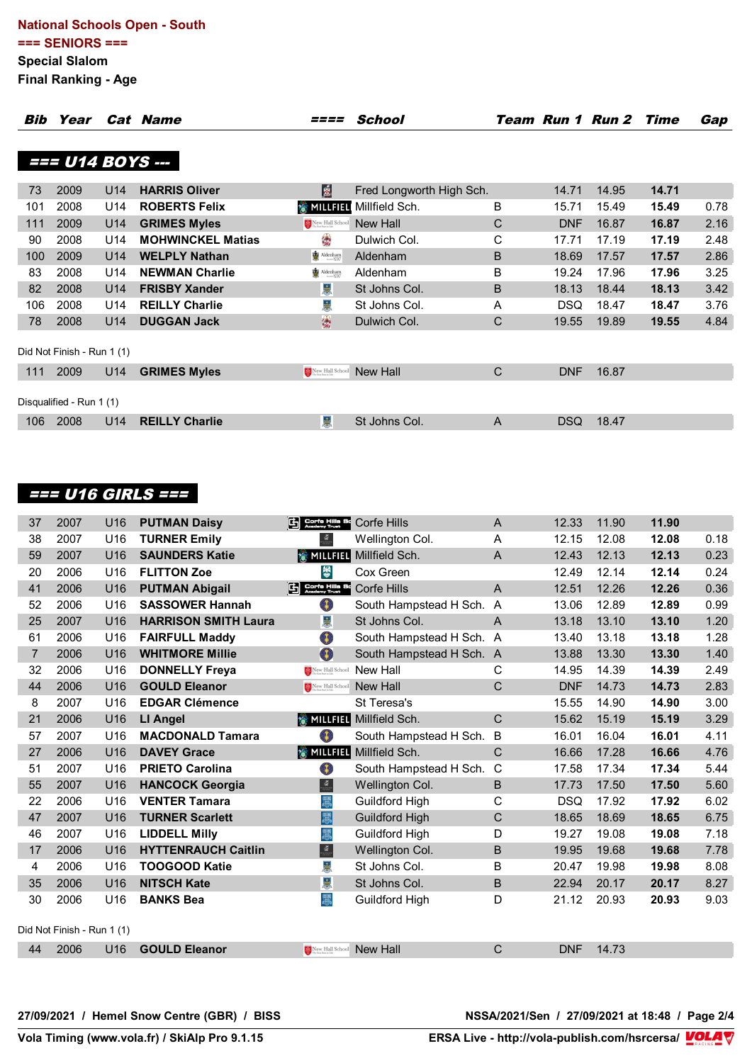**National Schools Open - South**
**=== SENIORS ===**
**Special Slalom**
**Final Ranking - Age**

## === U14 BOYS ---

| Bib | Year | Cat | Name | ==== | School | Team | Run 1 | Run 2 | Time | Gap |
|---|---|---|---|---|---|---|---|---|---|---|
| 73 | 2009 | U14 | **HARRIS Oliver** | | Fred Longworth High Sch. | | 14.71 | 14.95 | **14.71** | |
| 101 | 2008 | U14 | **ROBERTS Felix** | MILLFIEL | Millfield Sch. | B | 15.71 | 15.49 | **15.49** | 0.78 |
| 111 | 2009 | U14 | **GRIMES Myles** | | New Hall | C | DNF | 16.87 | **16.87** | 2.16 |
| 90 | 2008 | U14 | **MOHWINCKEL Matias** | | Dulwich Col. | C | 17.71 | 17.19 | **17.19** | 2.48 |
| 100 | 2009 | U14 | **WELPLY Nathan** | | Aldenham | B | 18.69 | 17.57 | **17.57** | 2.86 |
| 83 | 2008 | U14 | **NEWMAN Charlie** | | Aldenham | B | 19.24 | 17.96 | **17.96** | 3.25 |
| 82 | 2008 | U14 | **FRISBY Xander** | | St Johns Col. | B | 18.13 | 18.44 | **18.13** | 3.42 |
| 106 | 2008 | U14 | **REILLY Charlie** | | St Johns Col. | A | DSQ | 18.47 | **18.47** | 3.76 |
| 78 | 2008 | U14 | **DUGGAN Jack** | | Dulwich Col. | C | 19.55 | 19.89 | **19.55** | 4.84 |

Did Not Finish - Run 1 (1)

| Bib | Year | Cat | Name | ==== | School | Team | Run 1 | Run 2 |
|---|---|---|---|---|---|---|---|---|
| 111 | 2009 | U14 | **GRIMES Myles** | | New Hall | C | DNF | 16.87 |

Disqualified - Run 1 (1)

| Bib | Year | Cat | Name | ==== | School | Team | Run 1 | Run 2 |
|---|---|---|---|---|---|---|---|---|
| 106 | 2008 | U14 | **REILLY Charlie** | | St Johns Col. | A | DSQ | 18.47 |

## === U16 GIRLS ===

| Bib | Year | Cat | Name | ==== | School | Team | Run 1 | Run 2 | Time | Gap |
|---|---|---|---|---|---|---|---|---|---|---|
| 37 | 2007 | U16 | **PUTMAN Daisy** | Corfe Hills | Corfe Hills | A | 12.33 | 11.90 | **11.90** | |
| 38 | 2007 | U16 | **TURNER Emily** | | Wellington Col. | A | 12.15 | 12.08 | **12.08** | 0.18 |
| 59 | 2007 | U16 | **SAUNDERS Katie** | MILLFIEL | Millfield Sch. | A | 12.43 | 12.13 | **12.13** | 0.23 |
| 20 | 2006 | U16 | **FLITTON Zoe** | | Cox Green | | 12.49 | 12.14 | **12.14** | 0.24 |
| 41 | 2006 | U16 | **PUTMAN Abigail** | Corfe Hills | Corfe Hills | A | 12.51 | 12.26 | **12.26** | 0.36 |
| 52 | 2006 | U16 | **SASSOWER Hannah** | | South Hampstead H Sch. | A | 13.06 | 12.89 | **12.89** | 0.99 |
| 25 | 2007 | U16 | **HARRISON SMITH Laura** | | St Johns Col. | A | 13.18 | 13.10 | **13.10** | 1.20 |
| 61 | 2006 | U16 | **FAIRFULL Maddy** | | South Hampstead H Sch. | A | 13.40 | 13.18 | **13.18** | 1.28 |
| 7 | 2006 | U16 | **WHITMORE Millie** | | South Hampstead H Sch. | A | 13.88 | 13.30 | **13.30** | 1.40 |
| 32 | 2006 | U16 | **DONNELLY Freya** | | New Hall | C | 14.95 | 14.39 | **14.39** | 2.49 |
| 44 | 2006 | U16 | **GOULD Eleanor** | | New Hall | C | DNF | 14.73 | **14.73** | 2.83 |
| 8 | 2007 | U16 | **EDGAR Clémence** | | St Teresa's | | 15.55 | 14.90 | **14.90** | 3.00 |
| 21 | 2006 | U16 | **LI Angel** | MILLFIEL | Millfield Sch. | C | 15.62 | 15.19 | **15.19** | 3.29 |
| 57 | 2007 | U16 | **MACDONALD Tamara** | | South Hampstead H Sch. | B | 16.01 | 16.04 | **16.01** | 4.11 |
| 27 | 2006 | U16 | **DAVEY Grace** | MILLFIEL | Millfield Sch. | C | 16.66 | 17.28 | **16.66** | 4.76 |
| 51 | 2007 | U16 | **PRIETO Carolina** | | South Hampstead H Sch. | C | 17.58 | 17.34 | **17.34** | 5.44 |
| 55 | 2007 | U16 | **HANCOCK Georgia** | | Wellington Col. | B | 17.73 | 17.50 | **17.50** | 5.60 |
| 22 | 2006 | U16 | **VENTER Tamara** | | Guildford High | C | DSQ | 17.92 | **17.92** | 6.02 |
| 47 | 2007 | U16 | **TURNER Scarlett** | | Guildford High | C | 18.65 | 18.69 | **18.65** | 6.75 |
| 46 | 2007 | U16 | **LIDDELL Milly** | | Guildford High | D | 19.27 | 19.08 | **19.08** | 7.18 |
| 17 | 2006 | U16 | **HYTTENRAUCH Caitlin** | | Wellington Col. | B | 19.95 | 19.68 | **19.68** | 7.78 |
| 4 | 2006 | U16 | **TOOGOOD Katie** | | St Johns Col. | B | 20.47 | 19.98 | **19.98** | 8.08 |
| 35 | 2006 | U16 | **NITSCH Kate** | | St Johns Col. | B | 22.94 | 20.17 | **20.17** | 8.27 |
| 30 | 2006 | U16 | **BANKS Bea** | | Guildford High | D | 21.12 | 20.93 | **20.93** | 9.03 |

Did Not Finish - Run 1 (1)

| Bib | Year | Cat | Name | ==== | School | Team | Run 1 | Run 2 |
|---|---|---|---|---|---|---|---|---|
| 44 | 2006 | U16 | **GOULD Eleanor** | | New Hall | C | DNF | 14.73 |

**27/09/2021 / Hemel Snow Centre (GBR) / BISS** — **NSSA/2021/Sen / 27/09/2021 at 18:48**

**Vola Timing (www.vola.fr) / SkiAlp Pro 9.1.15** — **ERSA Live - http://vola-publish.com/hsrcersa/**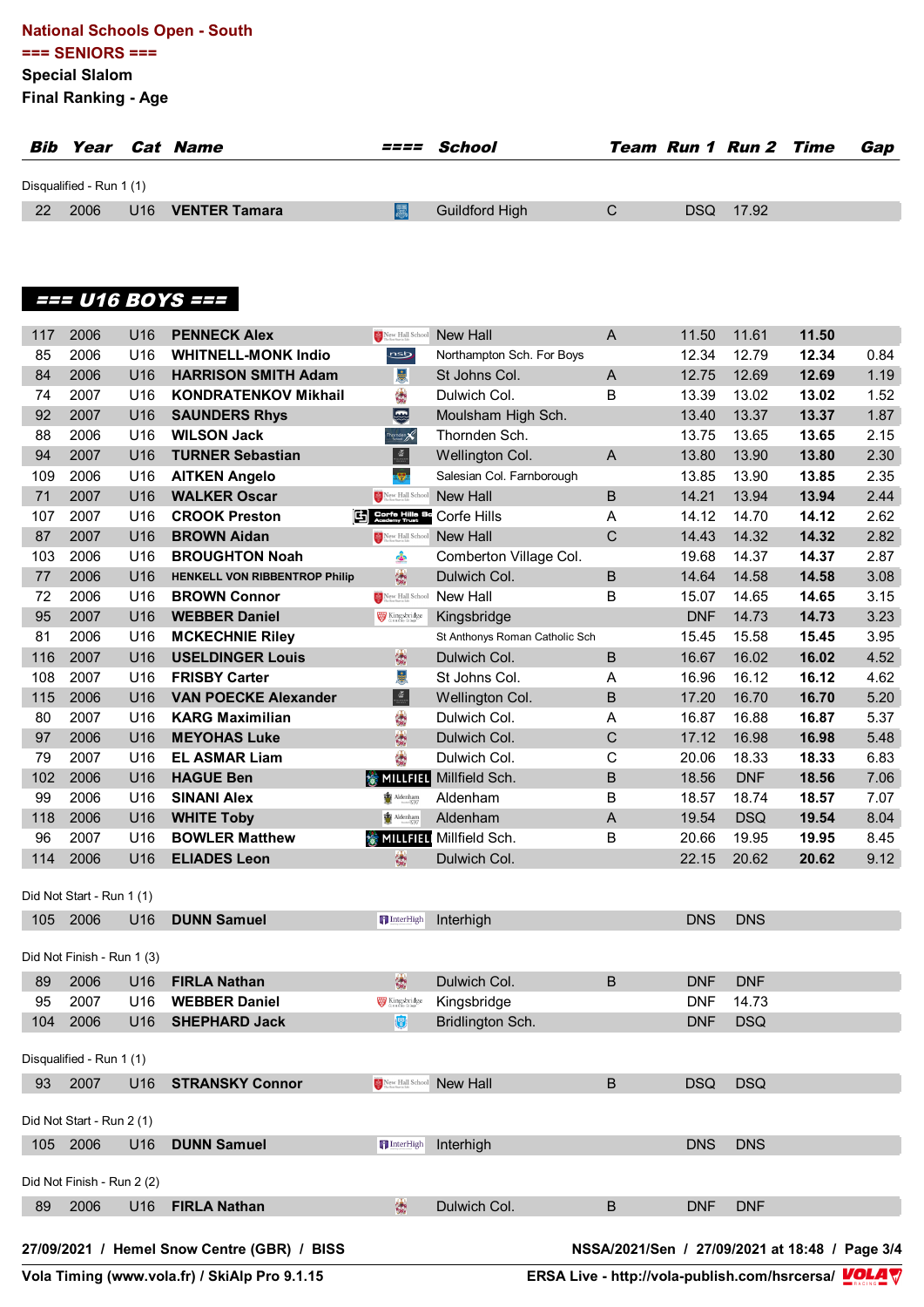**National Schools Open - South**
**=== SENIORS ===**
**Special Slalom**
**Final Ranking - Age**

| Bib | Year | Cat | Name | ==== | School | Team | Run 1 | Run 2 | Time | Gap |
|---|---|---|---|---|---|---|---|---|---|---|
| Disqualified - Run 1 (1) | | | | | | | | | | |
| 22 | 2006 | U16 | VENTER Tamara | | Guildford High | C | DSQ | 17.92 | | |

## === U16 BOYS ===

| Bib | Year | Cat | Name | ==== | School | Team | Run 1 | Run 2 | Time | Gap |
|---|---|---|---|---|---|---|---|---|---|---|
| 117 | 2006 | U16 | PENNECK Alex | | New Hall | A | 11.50 | 11.61 | **11.50** | |
| 85 | 2006 | U16 | WHITNELL-MONK Indio | | Northampton Sch. For Boys | | 12.34 | 12.79 | **12.34** | 0.84 |
| 84 | 2006 | U16 | HARRISON SMITH Adam | | St Johns Col. | A | 12.75 | 12.69 | **12.69** | 1.19 |
| 74 | 2007 | U16 | KONDRATENKOV Mikhail | | Dulwich Col. | B | 13.39 | 13.02 | **13.02** | 1.52 |
| 92 | 2007 | U16 | SAUNDERS Rhys | | Moulsham High Sch. | | 13.40 | 13.37 | **13.37** | 1.87 |
| 88 | 2006 | U16 | WILSON Jack | | Thornden Sch. | | 13.75 | 13.65 | **13.65** | 2.15 |
| 94 | 2007 | U16 | TURNER Sebastian | | Wellington Col. | A | 13.80 | 13.90 | **13.80** | 2.30 |
| 109 | 2006 | U16 | AITKEN Angelo | | Salesian Col. Farnborough | | 13.85 | 13.90 | **13.85** | 2.35 |
| 71 | 2007 | U16 | WALKER Oscar | | New Hall | B | 14.21 | 13.94 | **13.94** | 2.44 |
| 107 | 2007 | U16 | CROOK Preston | | Corfe Hills | A | 14.12 | 14.70 | **14.12** | 2.62 |
| 87 | 2007 | U16 | BROWN Aidan | | New Hall | C | 14.43 | 14.32 | **14.32** | 2.82 |
| 103 | 2006 | U16 | BROUGHTON Noah | | Comberton Village Col. | | 19.68 | 14.37 | **14.37** | 2.87 |
| 77 | 2006 | U16 | HENKELL VON RIBBENTROP Philip | | Dulwich Col. | B | 14.64 | 14.58 | **14.58** | 3.08 |
| 72 | 2006 | U16 | BROWN Connor | | New Hall | B | 15.07 | 14.65 | **14.65** | 3.15 |
| 95 | 2007 | U16 | WEBBER Daniel | | Kingsbridge | | DNF | 14.73 | **14.73** | 3.23 |
| 81 | 2006 | U16 | MCKECHNIE Riley | | St Anthonys Roman Catholic Sch | | 15.45 | 15.58 | **15.45** | 3.95 |
| 116 | 2007 | U16 | USELDINGER Louis | | Dulwich Col. | B | 16.67 | 16.02 | **16.02** | 4.52 |
| 108 | 2007 | U16 | FRISBY Carter | | St Johns Col. | A | 16.96 | 16.12 | **16.12** | 4.62 |
| 115 | 2006 | U16 | VAN POECKE Alexander | | Wellington Col. | B | 17.20 | 16.70 | **16.70** | 5.20 |
| 80 | 2007 | U16 | KARG Maximilian | | Dulwich Col. | A | 16.87 | 16.88 | **16.87** | 5.37 |
| 97 | 2006 | U16 | MEYOHAS Luke | | Dulwich Col. | C | 17.12 | 16.98 | **16.98** | 5.48 |
| 79 | 2007 | U16 | EL ASMAR Liam | | Dulwich Col. | C | 20.06 | 18.33 | **18.33** | 6.83 |
| 102 | 2006 | U16 | HAGUE Ben | | Millfield Sch. | B | 18.56 | DNF | **18.56** | 7.06 |
| 99 | 2006 | U16 | SINANI Alex | | Aldenham | B | 18.57 | 18.74 | **18.57** | 7.07 |
| 118 | 2006 | U16 | WHITE Toby | | Aldenham | A | 19.54 | DSQ | **19.54** | 8.04 |
| 96 | 2007 | U16 | BOWLER Matthew | | Millfield Sch. | B | 20.66 | 19.95 | **19.95** | 8.45 |
| 114 | 2006 | U16 | ELIADES Leon | | Dulwich Col. | | 22.15 | 20.62 | **20.62** | 9.12 |
| Did Not Start - Run 1 (1) | | | | | | | | | | |
| 105 | 2006 | U16 | DUNN Samuel | | Interhigh | | DNS | DNS | | |
| Did Not Finish - Run 1 (3) | | | | | | | | | | |
| 89 | 2006 | U16 | FIRLA Nathan | | Dulwich Col. | B | DNF | DNF | | |
| 95 | 2007 | U16 | WEBBER Daniel | | Kingsbridge | | DNF | 14.73 | | |
| 104 | 2006 | U16 | SHEPHARD Jack | | Bridlington Sch. | | DNF | DSQ | | |
| Disqualified - Run 1 (1) | | | | | | | | | | |
| 93 | 2007 | U16 | STRANSKY Connor | | New Hall | B | DSQ | DSQ | | |
| Did Not Start - Run 2 (1) | | | | | | | | | | |
| 105 | 2006 | U16 | DUNN Samuel | | Interhigh | | DNS | DNS | | |
| Did Not Finish - Run 2 (2) | | | | | | | | | | |
| 89 | 2006 | U16 | FIRLA Nathan | | Dulwich Col. | B | DNF | DNF | | |

27/09/2021 / Hemel Snow Centre (GBR) / BISS — NSSA/2021/Sen / 27/09/2021 at 18:48

Vola Timing (www.vola.fr) / SkiAlp Pro 9.1.15 — ERSA Live - http://vola-publish.com/hsrcersa/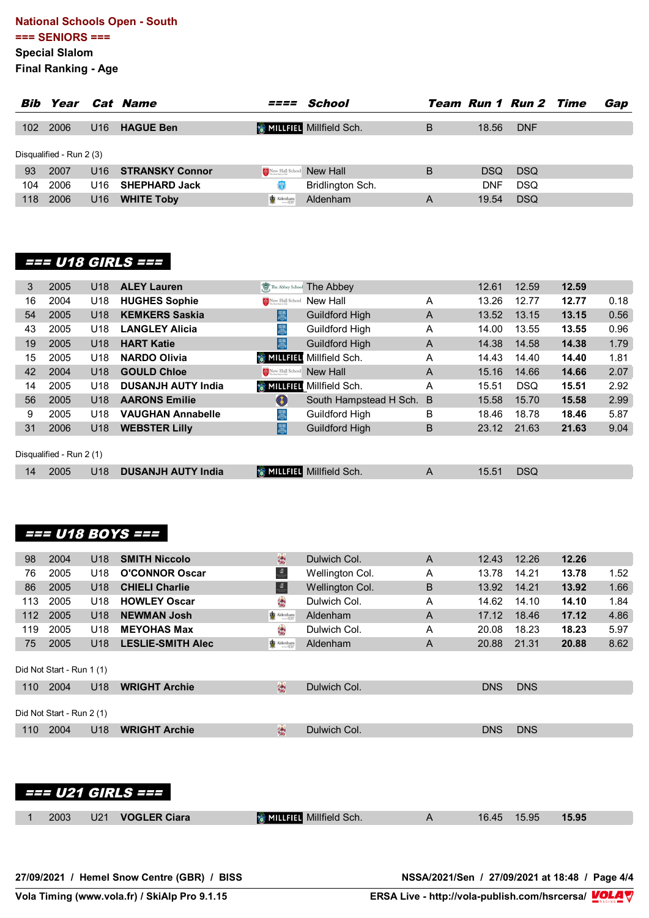**National Schools Open - South**
**=== SENIORS ===**
**Special Slalom**
**Final Ranking - Age**

| Bib | Year | Cat | Name | ==== | School | Team | Run 1 | Run 2 | Time | Gap |
|---|---|---|---|---|---|---|---|---|---|---|
| 102 | 2006 | U16 | **HAGUE Ben** | MILLFIELD | Millfield Sch. | B | 18.56 | DNF | | |

Disqualified - Run 2 (3)

| Bib | Year | Cat | Name | ==== | School | Team | Run 1 | Run 2 | Time | Gap |
|---|---|---|---|---|---|---|---|---|---|---|
| 93 | 2007 | U16 | **STRANSKY Connor** | New Hall School | New Hall | B | DSQ | DSQ | | |
| 104 | 2006 | U16 | **SHEPHARD Jack** | | Bridlington Sch. | | DNF | DSQ | | |
| 118 | 2006 | U16 | **WHITE Toby** | Aldenham | Aldenham | A | 19.54 | DSQ | | |

## === U18 GIRLS ===

| Bib | Year | Cat | Name | ==== | School | Team | Run 1 | Run 2 | Time | Gap |
|---|---|---|---|---|---|---|---|---|---|---|
| 3 | 2005 | U18 | **ALEY Lauren** | The Abbey School | The Abbey | | 12.61 | 12.59 | **12.59** | |
| 16 | 2004 | U18 | **HUGHES Sophie** | New Hall School | New Hall | A | 13.26 | 12.77 | **12.77** | 0.18 |
| 54 | 2005 | U18 | **KEMKERS Saskia** | | Guildford High | A | 13.52 | 13.15 | **13.15** | 0.56 |
| 43 | 2005 | U18 | **LANGLEY Alicia** | | Guildford High | A | 14.00 | 13.55 | **13.55** | 0.96 |
| 19 | 2005 | U18 | **HART Katie** | | Guildford High | A | 14.38 | 14.58 | **14.38** | 1.79 |
| 15 | 2005 | U18 | **NARDO Olivia** | MILLFIELD | Millfield Sch. | A | 14.43 | 14.40 | **14.40** | 1.81 |
| 42 | 2004 | U18 | **GOULD Chloe** | New Hall School | New Hall | A | 15.16 | 14.66 | **14.66** | 2.07 |
| 14 | 2005 | U18 | **DUSANJH AUTY India** | MILLFIELD | Millfield Sch. | A | 15.51 | DSQ | **15.51** | 2.92 |
| 56 | 2005 | U18 | **AARONS Emilie** | | South Hampstead H Sch. | B | 15.58 | 15.70 | **15.58** | 2.99 |
| 9 | 2005 | U18 | **VAUGHAN Annabelle** | | Guildford High | B | 18.46 | 18.78 | **18.46** | 5.87 |
| 31 | 2006 | U18 | **WEBSTER Lilly** | | Guildford High | B | 23.12 | 21.63 | **21.63** | 9.04 |

Disqualified - Run 2 (1)

| Bib | Year | Cat | Name | ==== | School | Team | Run 1 | Run 2 | Time | Gap |
|---|---|---|---|---|---|---|---|---|---|---|
| 14 | 2005 | U18 | **DUSANJH AUTY India** | MILLFIELD | Millfield Sch. | A | 15.51 | DSQ | | |

## === U18 BOYS ===

| Bib | Year | Cat | Name | ==== | School | Team | Run 1 | Run 2 | Time | Gap |
|---|---|---|---|---|---|---|---|---|---|---|
| 98 | 2004 | U18 | **SMITH Niccolo** | | Dulwich Col. | A | 12.43 | 12.26 | **12.26** | |
| 76 | 2005 | U18 | **O'CONNOR Oscar** | | Wellington Col. | A | 13.78 | 14.21 | **13.78** | 1.52 |
| 86 | 2005 | U18 | **CHIELI Charlie** | | Wellington Col. | B | 13.92 | 14.21 | **13.92** | 1.66 |
| 113 | 2005 | U18 | **HOWLEY Oscar** | | Dulwich Col. | A | 14.62 | 14.10 | **14.10** | 1.84 |
| 112 | 2005 | U18 | **NEWMAN Josh** | Aldenham | Aldenham | A | 17.12 | 18.46 | **17.12** | 4.86 |
| 119 | 2005 | U18 | **MEYOHAS Max** | | Dulwich Col. | A | 20.08 | 18.23 | **18.23** | 5.97 |
| 75 | 2005 | U18 | **LESLIE-SMITH Alec** | Aldenham | Aldenham | A | 20.88 | 21.31 | **20.88** | 8.62 |

Did Not Start - Run 1 (1)

| Bib | Year | Cat | Name | ==== | School | Team | Run 1 | Run 2 | Time | Gap |
|---|---|---|---|---|---|---|---|---|---|---|
| 110 | 2004 | U18 | **WRIGHT Archie** | | Dulwich Col. | | DNS | DNS | | |

Did Not Start - Run 2 (1)

| Bib | Year | Cat | Name | ==== | School | Team | Run 1 | Run 2 | Time | Gap |
|---|---|---|---|---|---|---|---|---|---|---|
| 110 | 2004 | U18 | **WRIGHT Archie** | | Dulwich Col. | | DNS | DNS | | |

## === U21 GIRLS ===

| Bib | Year | Cat | Name | ==== | School | Team | Run 1 | Run 2 | Time | Gap |
|---|---|---|---|---|---|---|---|---|---|---|
| 1 | 2003 | U21 | **VOGLER Ciara** | MILLFIELD | Millfield Sch. | A | 16.45 | 15.95 | **15.95** | |

27/09/2021 / Hemel Snow Centre (GBR) / BISS — NSSA/2021/Sen / 27/09/2021 at 18:48

Vola Timing (www.vola.fr) / SkiAlp Pro 9.1.15 — ERSA Live - http://vola-publish.com/hsrcersa/